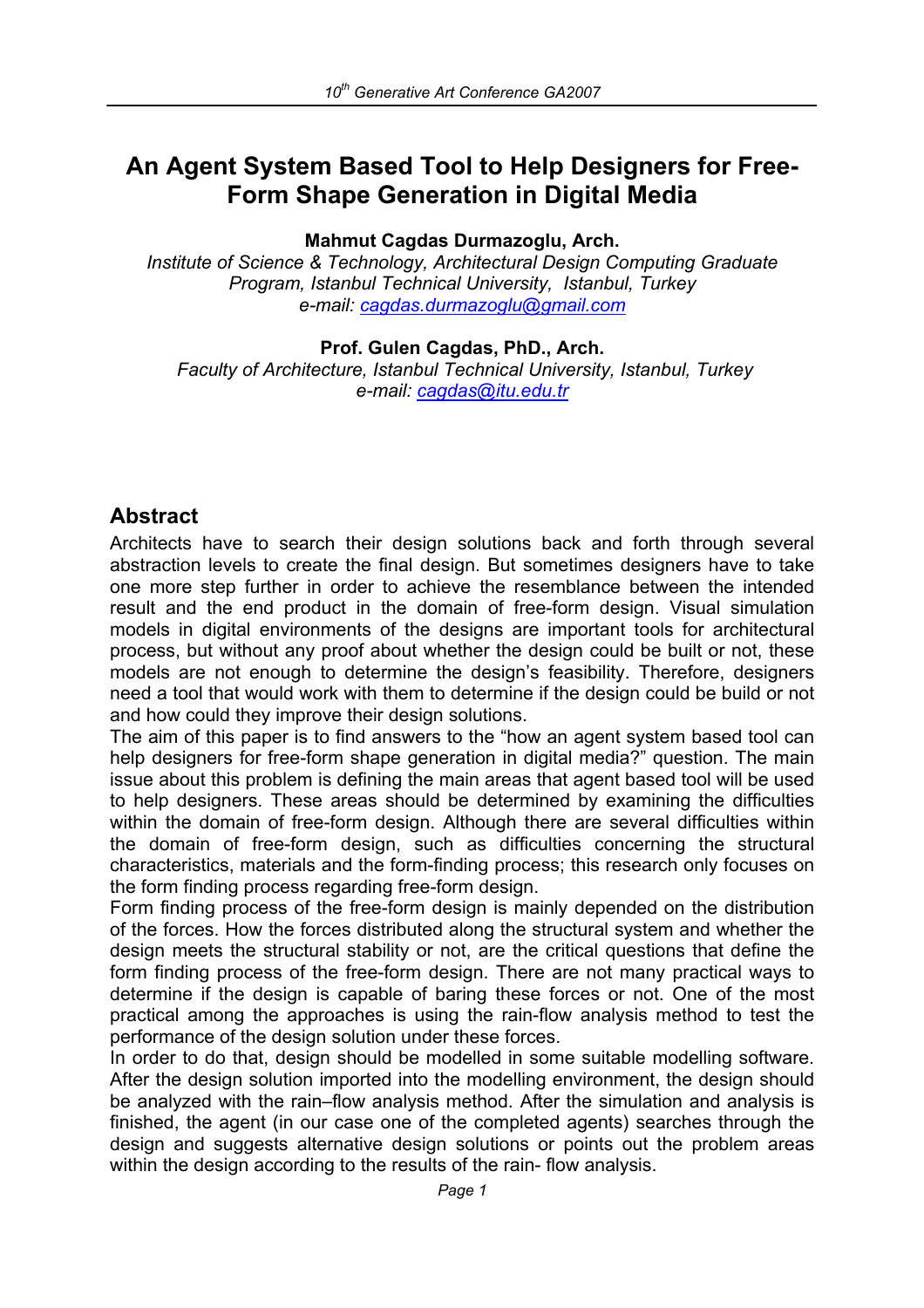# An Agent System Based Tool to Help Designers for Free-Form Shape Generation in Digital Media

**Mahmut Cagdas Durmazoglu, Arch.**

*Institute of Science & Technology, Architectural Design Computing Graduate Program, Istanbul Technical University, Istanbul, Turkey*
*e-mail: cagdas.durmazoglu@gmail.com*

**Prof. Gulen Cagdas, PhD., Arch.**

*Faculty of Architecture, Istanbul Technical University, Istanbul, Turkey*
*e-mail: cagdas@itu.edu.tr*

## Abstract

Architects have to search their design solutions back and forth through several abstraction levels to create the final design. But sometimes designers have to take one more step further in order to achieve the resemblance between the intended result and the end product in the domain of free-form design. Visual simulation models in digital environments of the designs are important tools for architectural process, but without any proof about whether the design could be built or not, these models are not enough to determine the design's feasibility. Therefore, designers need a tool that would work with them to determine if the design could be build or not and how could they improve their design solutions.

The aim of this paper is to find answers to the "how an agent system based tool can help designers for free-form shape generation in digital media?" question. The main issue about this problem is defining the main areas that agent based tool will be used to help designers. These areas should be determined by examining the difficulties within the domain of free-form design. Although there are several difficulties within the domain of free-form design, such as difficulties concerning the structural characteristics, materials and the form-finding process; this research only focuses on the form finding process regarding free-form design.

Form finding process of the free-form design is mainly depended on the distribution of the forces. How the forces distributed along the structural system and whether the design meets the structural stability or not, are the critical questions that define the form finding process of the free-form design. There are not many practical ways to determine if the design is capable of baring these forces or not. One of the most practical among the approaches is using the rain-flow analysis method to test the performance of the design solution under these forces.

In order to do that, design should be modelled in some suitable modelling software. After the design solution imported into the modelling environment, the design should be analyzed with the rain–flow analysis method. After the simulation and analysis is finished, the agent (in our case one of the completed agents) searches through the design and suggests alternative design solutions or points out the problem areas within the design according to the results of the rain- flow analysis.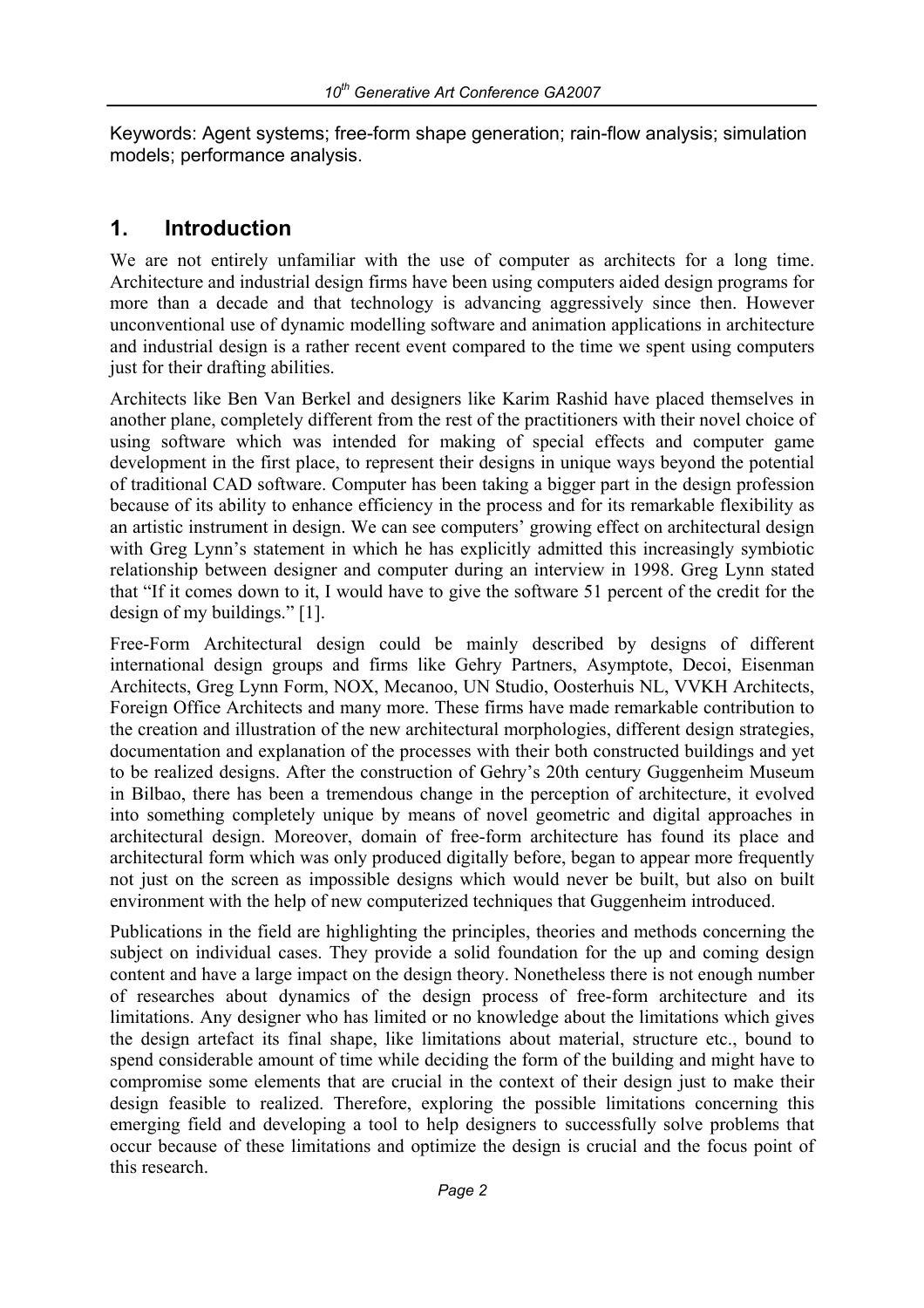Keywords: Agent systems; free-form shape generation; rain-flow analysis; simulation models; performance analysis.

## 1. Introduction

We are not entirely unfamiliar with the use of computer as architects for a long time. Architecture and industrial design firms have been using computers aided design programs for more than a decade and that technology is advancing aggressively since then. However unconventional use of dynamic modelling software and animation applications in architecture and industrial design is a rather recent event compared to the time we spent using computers just for their drafting abilities.

Architects like Ben Van Berkel and designers like Karim Rashid have placed themselves in another plane, completely different from the rest of the practitioners with their novel choice of using software which was intended for making of special effects and computer game development in the first place, to represent their designs in unique ways beyond the potential of traditional CAD software. Computer has been taking a bigger part in the design profession because of its ability to enhance efficiency in the process and for its remarkable flexibility as an artistic instrument in design. We can see computers' growing effect on architectural design with Greg Lynn's statement in which he has explicitly admitted this increasingly symbiotic relationship between designer and computer during an interview in 1998. Greg Lynn stated that "If it comes down to it, I would have to give the software 51 percent of the credit for the design of my buildings." [1].

Free-Form Architectural design could be mainly described by designs of different international design groups and firms like Gehry Partners, Asymptote, Decoi, Eisenman Architects, Greg Lynn Form, NOX, Mecanoo, UN Studio, Oosterhuis NL, VVKH Architects, Foreign Office Architects and many more. These firms have made remarkable contribution to the creation and illustration of the new architectural morphologies, different design strategies, documentation and explanation of the processes with their both constructed buildings and yet to be realized designs. After the construction of Gehry's 20th century Guggenheim Museum in Bilbao, there has been a tremendous change in the perception of architecture, it evolved into something completely unique by means of novel geometric and digital approaches in architectural design. Moreover, domain of free-form architecture has found its place and architectural form which was only produced digitally before, began to appear more frequently not just on the screen as impossible designs which would never be built, but also on built environment with the help of new computerized techniques that Guggenheim introduced.

Publications in the field are highlighting the principles, theories and methods concerning the subject on individual cases. They provide a solid foundation for the up and coming design content and have a large impact on the design theory. Nonetheless there is not enough number of researches about dynamics of the design process of free-form architecture and its limitations. Any designer who has limited or no knowledge about the limitations which gives the design artefact its final shape, like limitations about material, structure etc., bound to spend considerable amount of time while deciding the form of the building and might have to compromise some elements that are crucial in the context of their design just to make their design feasible to realized. Therefore, exploring the possible limitations concerning this emerging field and developing a tool to help designers to successfully solve problems that occur because of these limitations and optimize the design is crucial and the focus point of this research.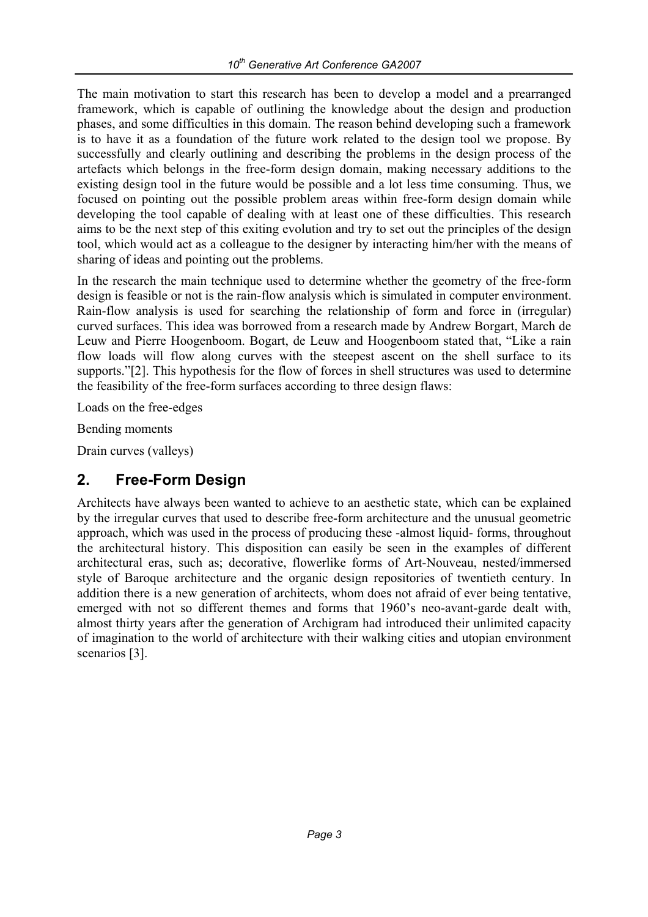The main motivation to start this research has been to develop a model and a prearranged framework, which is capable of outlining the knowledge about the design and production phases, and some difficulties in this domain. The reason behind developing such a framework is to have it as a foundation of the future work related to the design tool we propose. By successfully and clearly outlining and describing the problems in the design process of the artefacts which belongs in the free-form design domain, making necessary additions to the existing design tool in the future would be possible and a lot less time consuming. Thus, we focused on pointing out the possible problem areas within free-form design domain while developing the tool capable of dealing with at least one of these difficulties. This research aims to be the next step of this exiting evolution and try to set out the principles of the design tool, which would act as a colleague to the designer by interacting him/her with the means of sharing of ideas and pointing out the problems.

In the research the main technique used to determine whether the geometry of the free-form design is feasible or not is the rain-flow analysis which is simulated in computer environment. Rain-flow analysis is used for searching the relationship of form and force in (irregular) curved surfaces. This idea was borrowed from a research made by Andrew Borgart, March de Leuw and Pierre Hoogenboom. Bogart, de Leuw and Hoogenboom stated that, "Like a rain flow loads will flow along curves with the steepest ascent on the shell surface to its supports."[2]. This hypothesis for the flow of forces in shell structures was used to determine the feasibility of the free-form surfaces according to three design flaws:

Loads on the free-edges

Bending moments

Drain curves (valleys)

## 2. Free-Form Design

Architects have always been wanted to achieve to an aesthetic state, which can be explained by the irregular curves that used to describe free-form architecture and the unusual geometric approach, which was used in the process of producing these -almost liquid- forms, throughout the architectural history. This disposition can easily be seen in the examples of different architectural eras, such as; decorative, flowerlike forms of Art-Nouveau, nested/immersed style of Baroque architecture and the organic design repositories of twentieth century. In addition there is a new generation of architects, whom does not afraid of ever being tentative, emerged with not so different themes and forms that 1960's neo-avant-garde dealt with, almost thirty years after the generation of Archigram had introduced their unlimited capacity of imagination to the world of architecture with their walking cities and utopian environment scenarios [3].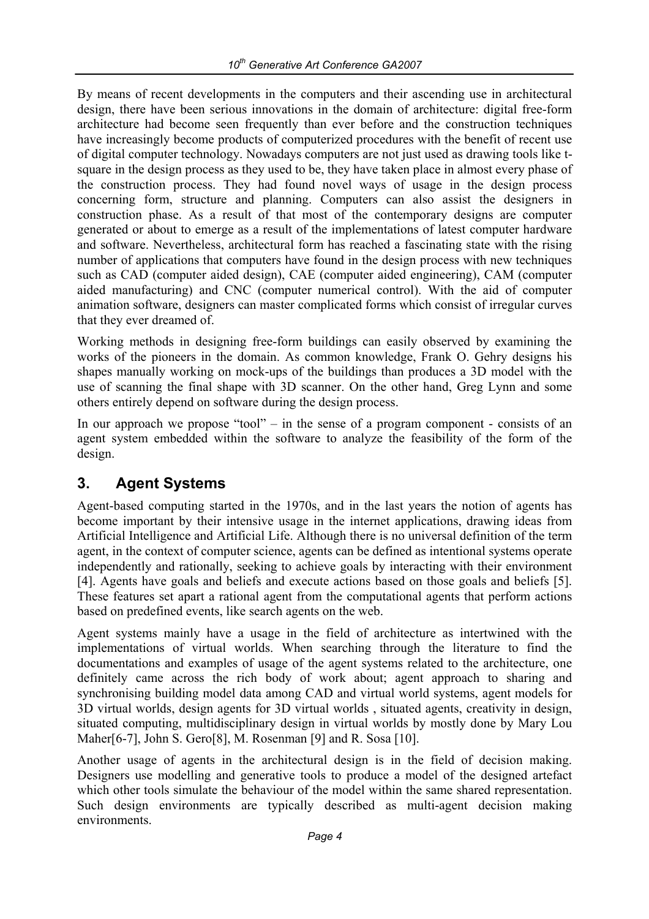By means of recent developments in the computers and their ascending use in architectural design, there have been serious innovations in the domain of architecture: digital free-form architecture had become seen frequently than ever before and the construction techniques have increasingly become products of computerized procedures with the benefit of recent use of digital computer technology. Nowadays computers are not just used as drawing tools like t-square in the design process as they used to be, they have taken place in almost every phase of the construction process. They had found novel ways of usage in the design process concerning form, structure and planning. Computers can also assist the designers in construction phase. As a result of that most of the contemporary designs are computer generated or about to emerge as a result of the implementations of latest computer hardware and software. Nevertheless, architectural form has reached a fascinating state with the rising number of applications that computers have found in the design process with new techniques such as CAD (computer aided design), CAE (computer aided engineering), CAM (computer aided manufacturing) and CNC (computer numerical control). With the aid of computer animation software, designers can master complicated forms which consist of irregular curves that they ever dreamed of.

Working methods in designing free-form buildings can easily observed by examining the works of the pioneers in the domain. As common knowledge, Frank O. Gehry designs his shapes manually working on mock-ups of the buildings than produces a 3D model with the use of scanning the final shape with 3D scanner. On the other hand, Greg Lynn and some others entirely depend on software during the design process.

In our approach we propose "tool" – in the sense of a program component - consists of an agent system embedded within the software to analyze the feasibility of the form of the design.

## 3. Agent Systems

Agent-based computing started in the 1970s, and in the last years the notion of agents has become important by their intensive usage in the internet applications, drawing ideas from Artificial Intelligence and Artificial Life. Although there is no universal definition of the term agent, in the context of computer science, agents can be defined as intentional systems operate independently and rationally, seeking to achieve goals by interacting with their environment [4]. Agents have goals and beliefs and execute actions based on those goals and beliefs [5]. These features set apart a rational agent from the computational agents that perform actions based on predefined events, like search agents on the web.

Agent systems mainly have a usage in the field of architecture as intertwined with the implementations of virtual worlds. When searching through the literature to find the documentations and examples of usage of the agent systems related to the architecture, one definitely came across the rich body of work about; agent approach to sharing and synchronising building model data among CAD and virtual world systems, agent models for 3D virtual worlds, design agents for 3D virtual worlds , situated agents, creativity in design, situated computing, multidisciplinary design in virtual worlds by mostly done by Mary Lou Maher[6-7], John S. Gero[8], M. Rosenman [9] and R. Sosa [10].

Another usage of agents in the architectural design is in the field of decision making. Designers use modelling and generative tools to produce a model of the designed artefact which other tools simulate the behaviour of the model within the same shared representation. Such design environments are typically described as multi-agent decision making environments.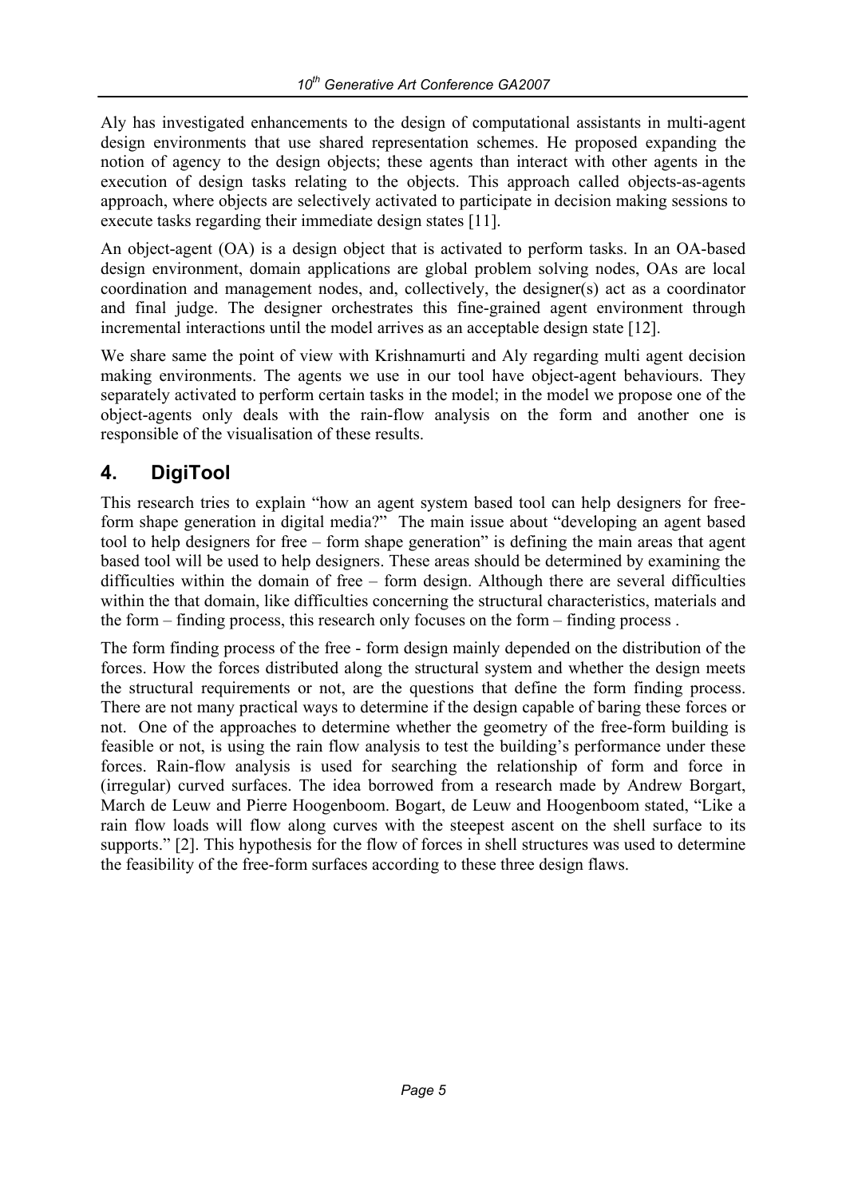Aly has investigated enhancements to the design of computational assistants in multi-agent design environments that use shared representation schemes. He proposed expanding the notion of agency to the design objects; these agents than interact with other agents in the execution of design tasks relating to the objects. This approach called objects-as-agents approach, where objects are selectively activated to participate in decision making sessions to execute tasks regarding their immediate design states [11].

An object-agent (OA) is a design object that is activated to perform tasks. In an OA-based design environment, domain applications are global problem solving nodes, OAs are local coordination and management nodes, and, collectively, the designer(s) act as a coordinator and final judge. The designer orchestrates this fine-grained agent environment through incremental interactions until the model arrives as an acceptable design state [12].

We share same the point of view with Krishnamurti and Aly regarding multi agent decision making environments. The agents we use in our tool have object-agent behaviours. They separately activated to perform certain tasks in the model; in the model we propose one of the object-agents only deals with the rain-flow analysis on the form and another one is responsible of the visualisation of these results.

## 4. DigiTool

This research tries to explain "how an agent system based tool can help designers for free-form shape generation in digital media?" The main issue about "developing an agent based tool to help designers for free – form shape generation" is defining the main areas that agent based tool will be used to help designers. These areas should be determined by examining the difficulties within the domain of free – form design. Although there are several difficulties within the that domain, like difficulties concerning the structural characteristics, materials and the form – finding process, this research only focuses on the form – finding process .

The form finding process of the free - form design mainly depended on the distribution of the forces. How the forces distributed along the structural system and whether the design meets the structural requirements or not, are the questions that define the form finding process. There are not many practical ways to determine if the design capable of baring these forces or not. One of the approaches to determine whether the geometry of the free-form building is feasible or not, is using the rain flow analysis to test the building's performance under these forces. Rain-flow analysis is used for searching the relationship of form and force in (irregular) curved surfaces. The idea borrowed from a research made by Andrew Borgart, March de Leuw and Pierre Hoogenboom. Bogart, de Leuw and Hoogenboom stated, "Like a rain flow loads will flow along curves with the steepest ascent on the shell surface to its supports." [2]. This hypothesis for the flow of forces in shell structures was used to determine the feasibility of the free-form surfaces according to these three design flaws.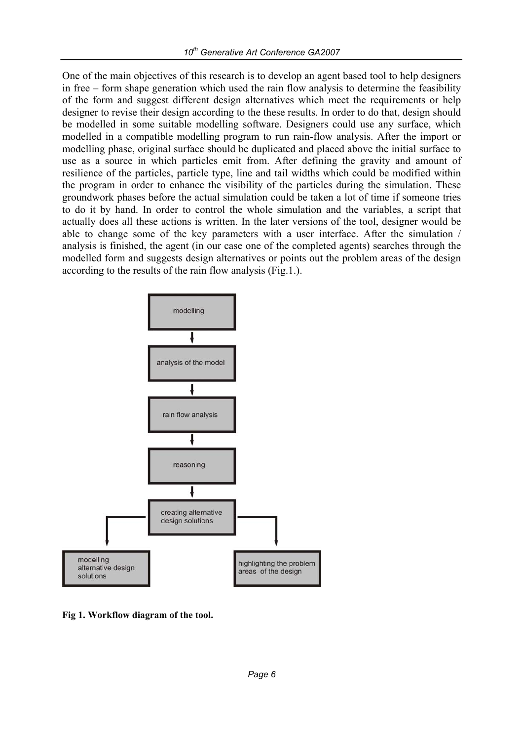One of the main objectives of this research is to develop an agent based tool to help designers in free – form shape generation which used the rain flow analysis to determine the feasibility of the form and suggest different design alternatives which meet the requirements or help designer to revise their design according to the these results. In order to do that, design should be modelled in some suitable modelling software. Designers could use any surface, which modelled in a compatible modelling program to run rain-flow analysis. After the import or modelling phase, original surface should be duplicated and placed above the initial surface to use as a source in which particles emit from. After defining the gravity and amount of resilience of the particles, particle type, line and tail widths which could be modified within the program in order to enhance the visibility of the particles during the simulation. These groundwork phases before the actual simulation could be taken a lot of time if someone tries to do it by hand. In order to control the whole simulation and the variables, a script that actually does all these actions is written. In the later versions of the tool, designer would be able to change some of the key parameters with a user interface. After the simulation / analysis is finished, the agent (in our case one of the completed agents) searches through the modelled form and suggests design alternatives or points out the problem areas of the design according to the results of the rain flow analysis (Fig.1.).

modelling

analysis of the model

rain flow analysis

reasoning

creating alternative design solutions

modelling alternative design solutions

highlighting the problem areas of the design

**Fig 1. Workflow diagram of the tool.**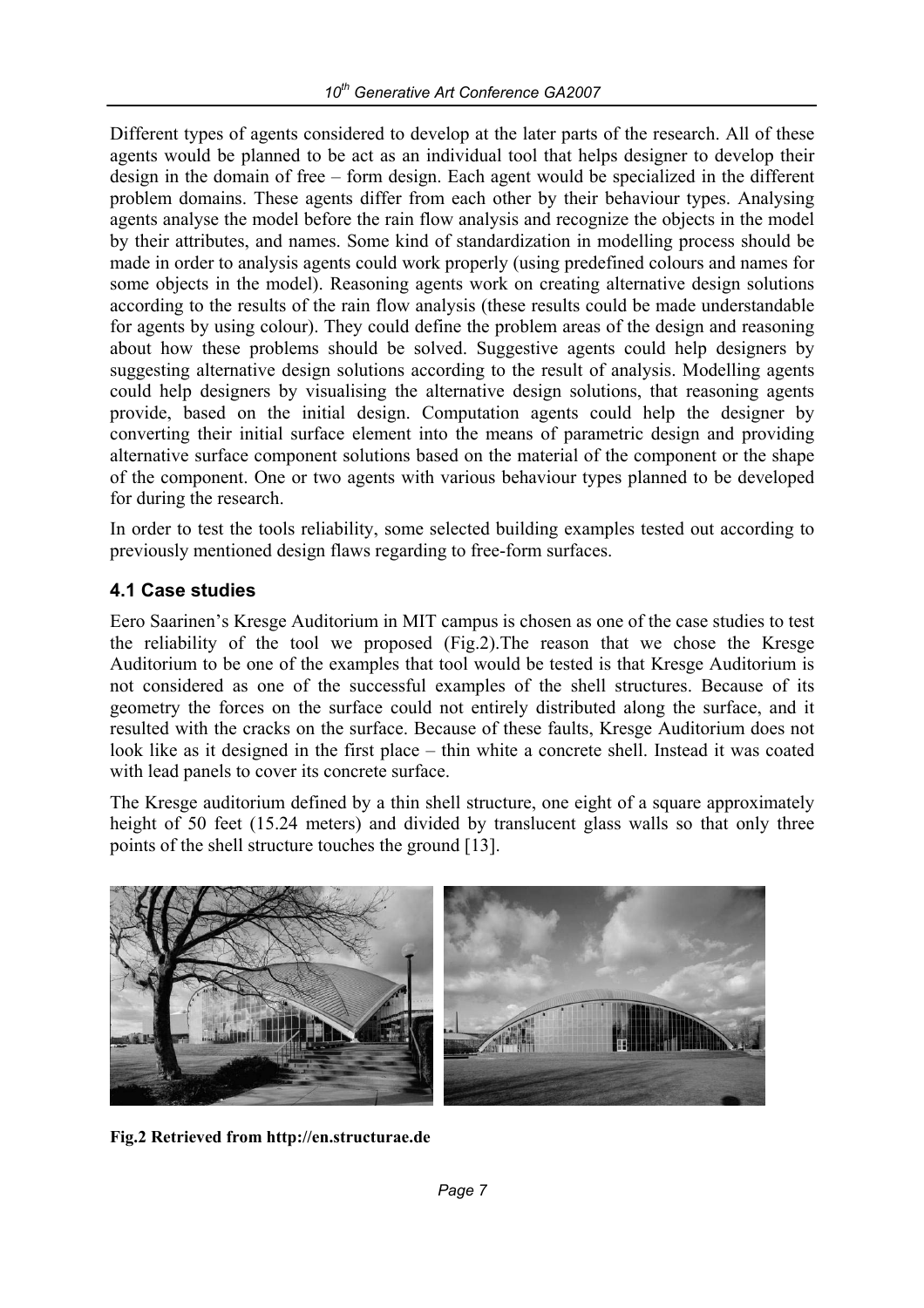Different types of agents considered to develop at the later parts of the research. All of these agents would be planned to be act as an individual tool that helps designer to develop their design in the domain of free – form design. Each agent would be specialized in the different problem domains. These agents differ from each other by their behaviour types. Analysing agents analyse the model before the rain flow analysis and recognize the objects in the model by their attributes, and names. Some kind of standardization in modelling process should be made in order to analysis agents could work properly (using predefined colours and names for some objects in the model). Reasoning agents work on creating alternative design solutions according to the results of the rain flow analysis (these results could be made understandable for agents by using colour). They could define the problem areas of the design and reasoning about how these problems should be solved. Suggestive agents could help designers by suggesting alternative design solutions according to the result of analysis. Modelling agents could help designers by visualising the alternative design solutions, that reasoning agents provide, based on the initial design. Computation agents could help the designer by converting their initial surface element into the means of parametric design and providing alternative surface component solutions based on the material of the component or the shape of the component. One or two agents with various behaviour types planned to be developed for during the research.

In order to test the tools reliability, some selected building examples tested out according to previously mentioned design flaws regarding to free-form surfaces.

### 4.1 Case studies

Eero Saarinen's Kresge Auditorium in MIT campus is chosen as one of the case studies to test the reliability of the tool we proposed (Fig.2).The reason that we chose the Kresge Auditorium to be one of the examples that tool would be tested is that Kresge Auditorium is not considered as one of the successful examples of the shell structures. Because of its geometry the forces on the surface could not entirely distributed along the surface, and it resulted with the cracks on the surface. Because of these faults, Kresge Auditorium does not look like as it designed in the first place – thin white a concrete shell. Instead it was coated with lead panels to cover its concrete surface.

The Kresge auditorium defined by a thin shell structure, one eight of a square approximately height of 50 feet (15.24 meters) and divided by translucent glass walls so that only three points of the shell structure touches the ground [13].

**Fig.2 Retrieved from http://en.structurae.de**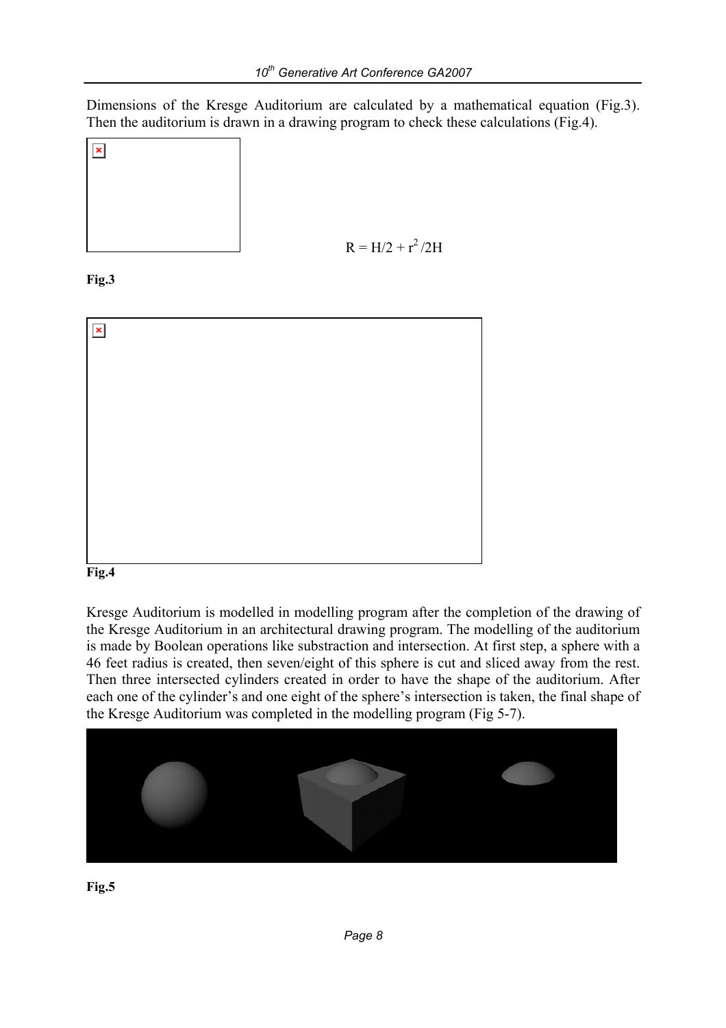Dimensions of the Kresge Auditorium are calculated by a mathematical equation (Fig.3). Then the auditorium is drawn in a drawing program to check these calculations (Fig.4).

$$R = H/2 + r^2/2H$$

**Fig.3**

**Fig.4**

Kresge Auditorium is modelled in modelling program after the completion of the drawing of the Kresge Auditorium in an architectural drawing program. The modelling of the auditorium is made by Boolean operations like substraction and intersection. At first step, a sphere with a 46 feet radius is created, then seven/eight of this sphere is cut and sliced away from the rest. Then three intersected cylinders created in order to have the shape of the auditorium. After each one of the cylinder's and one eight of the sphere's intersection is taken, the final shape of the Kresge Auditorium was completed in the modelling program (Fig 5-7).

**Fig.5**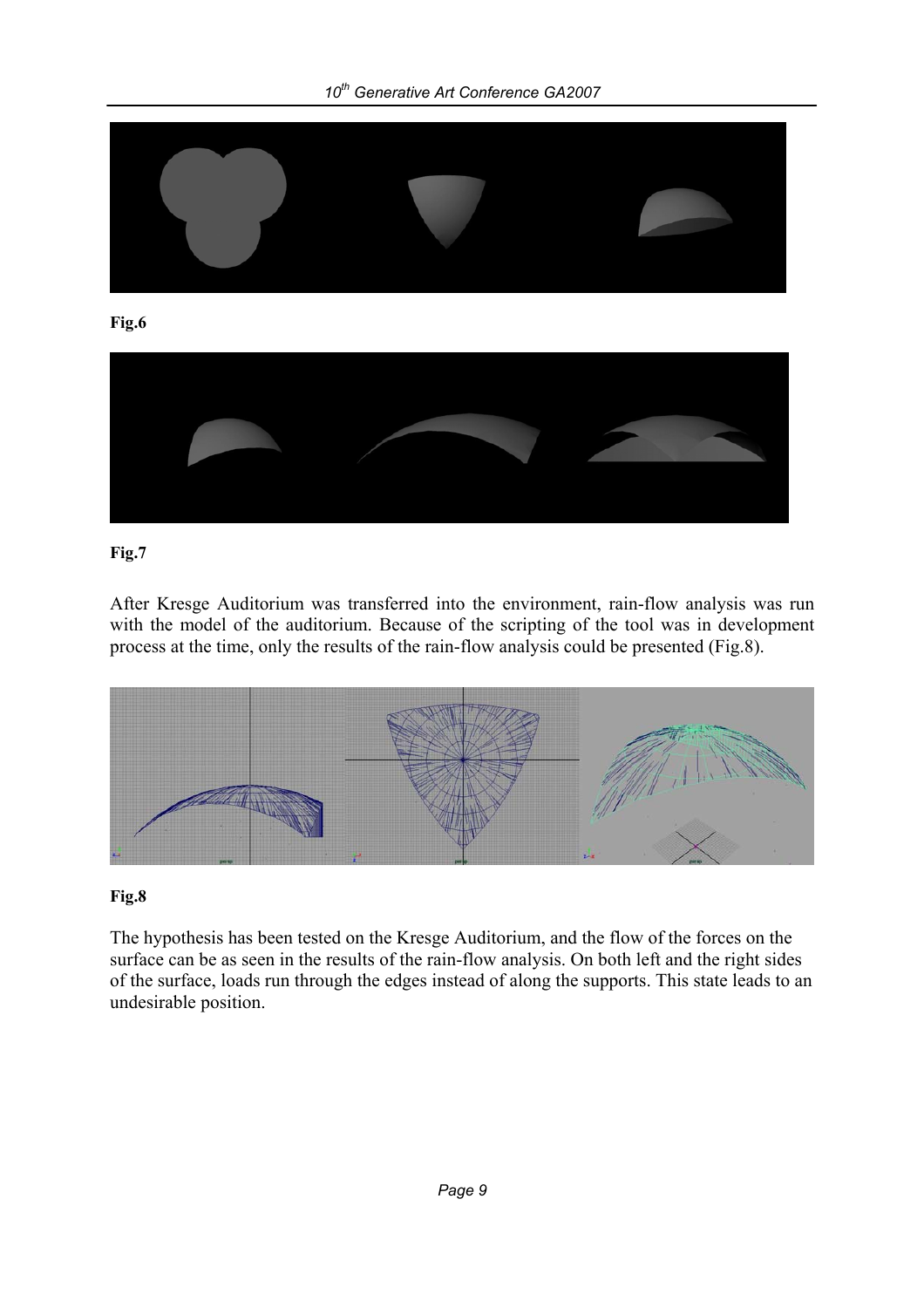**Fig.6**

**Fig.7**

After Kresge Auditorium was transferred into the environment, rain-flow analysis was run with the model of the auditorium. Because of the scripting of the tool was in development process at the time, only the results of the rain-flow analysis could be presented (Fig.8).

**Fig.8**

The hypothesis has been tested on the Kresge Auditorium, and the flow of the forces on the surface can be as seen in the results of the rain-flow analysis. On both left and the right sides of the surface, loads run through the edges instead of along the supports. This state leads to an undesirable position.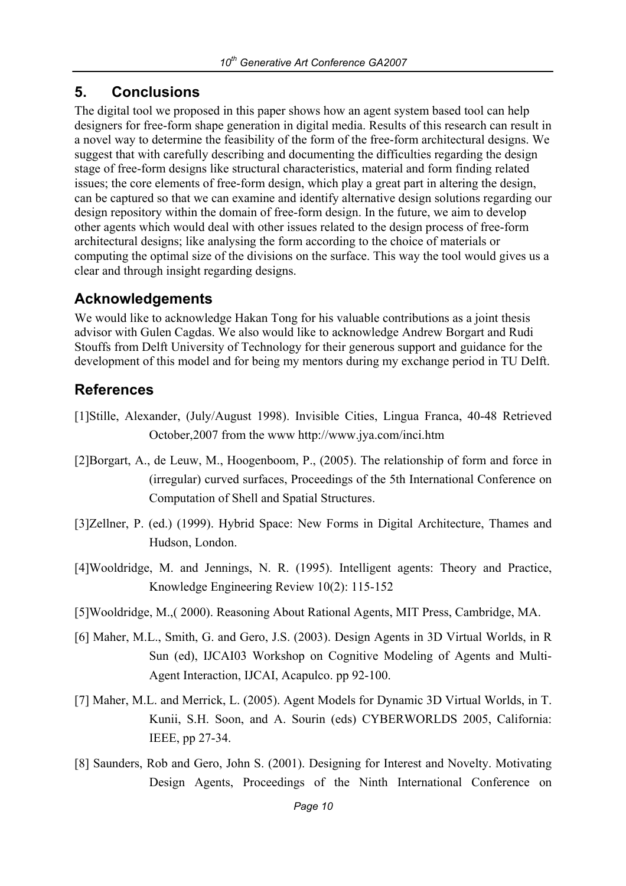## 5. Conclusions

The digital tool we proposed in this paper shows how an agent system based tool can help designers for free-form shape generation in digital media. Results of this research can result in a novel way to determine the feasibility of the form of the free-form architectural designs. We suggest that with carefully describing and documenting the difficulties regarding the design stage of free-form designs like structural characteristics, material and form finding related issues; the core elements of free-form design, which play a great part in altering the design, can be captured so that we can examine and identify alternative design solutions regarding our design repository within the domain of free-form design. In the future, we aim to develop other agents which would deal with other issues related to the design process of free-form architectural designs; like analysing the form according to the choice of materials or computing the optimal size of the divisions on the surface. This way the tool would gives us a clear and through insight regarding designs.

## Acknowledgements

We would like to acknowledge Hakan Tong for his valuable contributions as a joint thesis advisor with Gulen Cagdas. We also would like to acknowledge Andrew Borgart and Rudi Stouffs from Delft University of Technology for their generous support and guidance for the development of this model and for being my mentors during my exchange period in TU Delft.

## References

[1]Stille, Alexander, (July/August 1998). Invisible Cities, Lingua Franca, 40-48 Retrieved October,2007 from the www http://www.jya.com/inci.htm

[2]Borgart, A., de Leuw, M., Hoogenboom, P., (2005). The relationship of form and force in (irregular) curved surfaces, Proceedings of the 5th International Conference on Computation of Shell and Spatial Structures.

[3]Zellner, P. (ed.) (1999). Hybrid Space: New Forms in Digital Architecture, Thames and Hudson, London.

[4]Wooldridge, M. and Jennings, N. R. (1995). Intelligent agents: Theory and Practice, Knowledge Engineering Review 10(2): 115-152

[5]Wooldridge, M.,( 2000). Reasoning About Rational Agents, MIT Press, Cambridge, MA.

[6] Maher, M.L., Smith, G. and Gero, J.S. (2003). Design Agents in 3D Virtual Worlds, in R Sun (ed), IJCAI03 Workshop on Cognitive Modeling of Agents and Multi-Agent Interaction, IJCAI, Acapulco. pp 92-100.

[7] Maher, M.L. and Merrick, L. (2005). Agent Models for Dynamic 3D Virtual Worlds, in T. Kunii, S.H. Soon, and A. Sourin (eds) CYBERWORLDS 2005, California: IEEE, pp 27-34.

[8] Saunders, Rob and Gero, John S. (2001). Designing for Interest and Novelty. Motivating Design Agents, Proceedings of the Ninth International Conference on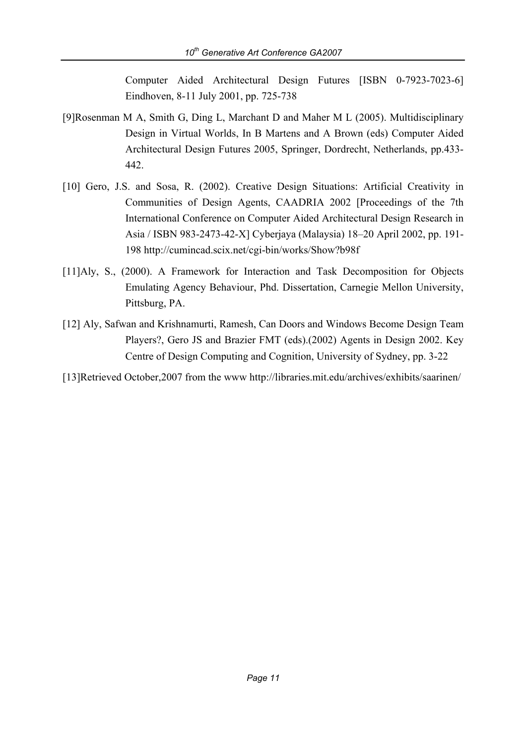Computer Aided Architectural Design Futures [ISBN 0-7923-7023-6] Eindhoven, 8-11 July 2001, pp. 725-738

[9]Rosenman M A, Smith G, Ding L, Marchant D and Maher M L (2005). Multidisciplinary Design in Virtual Worlds, In B Martens and A Brown (eds) Computer Aided Architectural Design Futures 2005, Springer, Dordrecht, Netherlands, pp.433-442.

[10] Gero, J.S. and Sosa, R. (2002). Creative Design Situations: Artificial Creativity in Communities of Design Agents, CAADRIA 2002 [Proceedings of the 7th International Conference on Computer Aided Architectural Design Research in Asia / ISBN 983-2473-42-X] Cyberjaya (Malaysia) 18–20 April 2002, pp. 191-198 http://cumincad.scix.net/cgi-bin/works/Show?b98f

[11]Aly, S., (2000). A Framework for Interaction and Task Decomposition for Objects Emulating Agency Behaviour, Phd. Dissertation, Carnegie Mellon University, Pittsburg, PA.

[12] Aly, Safwan and Krishnamurti, Ramesh, Can Doors and Windows Become Design Team Players?, Gero JS and Brazier FMT (eds).(2002) Agents in Design 2002. Key Centre of Design Computing and Cognition, University of Sydney, pp. 3-22

[13]Retrieved October,2007 from the www http://libraries.mit.edu/archives/exhibits/saarinen/